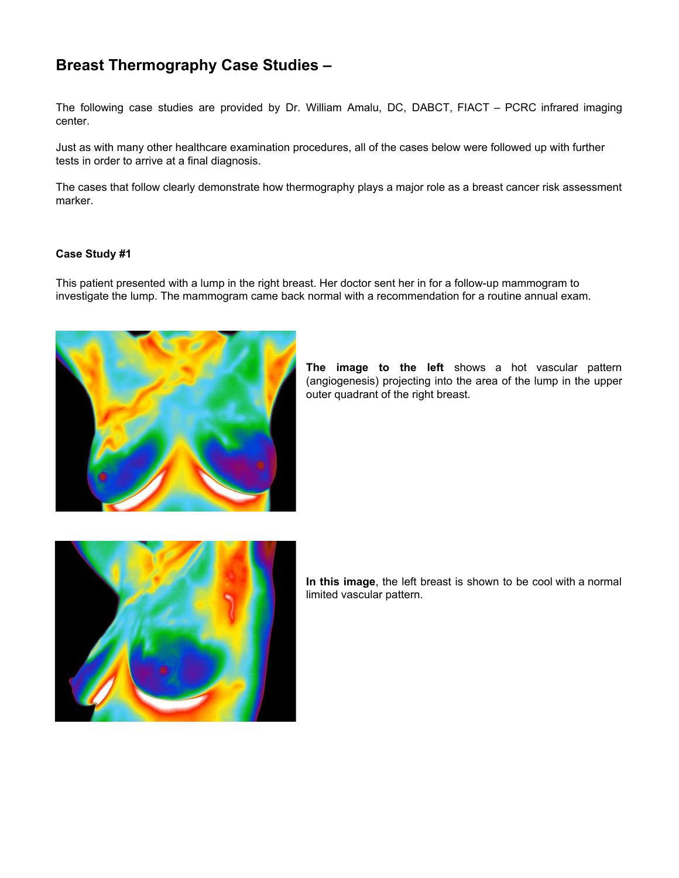# Breast Thermography Case Studies –

The following case studies are provided by Dr. William Amalu, DC, DABCT, FIACT – PCRC infrared imaging center.

Just as with many other healthcare examination procedures, all of the cases below were followed up with further tests in order to arrive at a final diagnosis.

The cases that follow clearly demonstrate how thermography plays a major role as a breast cancer risk assessment marker.

### Case Study #1

This patient presented with a lump in the right breast. Her doctor sent her in for a follow-up mammogram to investigate the lump. The mammogram came back normal with a recommendation for a routine annual exam.

**The image to the left** shows a hot vascular pattern (angiogenesis) projecting into the area of the lump in the upper outer quadrant of the right breast.

**In this image**, the left breast is shown to be cool with a normal limited vascular pattern.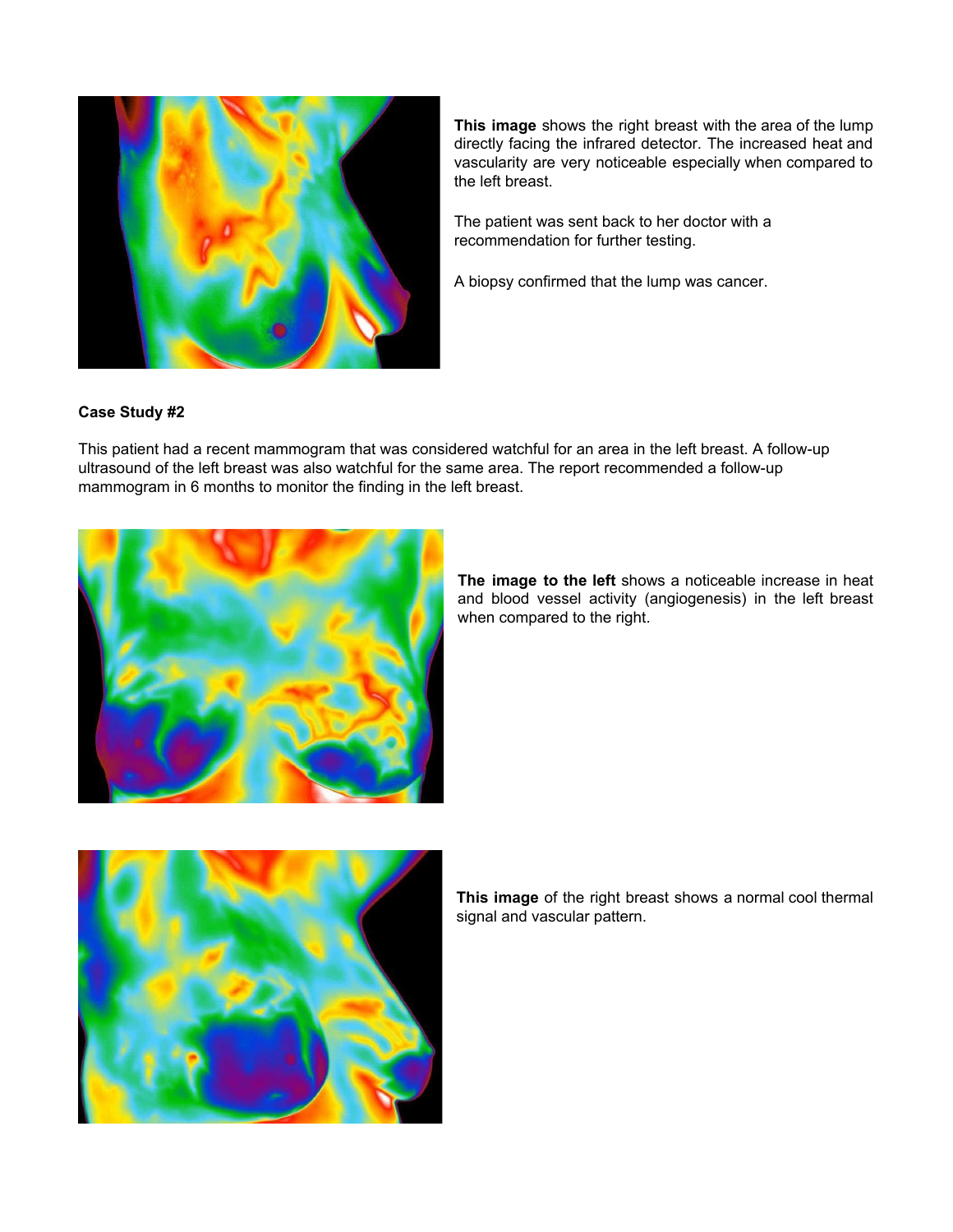**This image** shows the right breast with the area of the lump directly facing the infrared detector. The increased heat and vascularity are very noticeable especially when compared to the left breast.

The patient was sent back to her doctor with a recommendation for further testing.

A biopsy confirmed that the lump was cancer.

**Case Study #2**

This patient had a recent mammogram that was considered watchful for an area in the left breast. A follow-up ultrasound of the left breast was also watchful for the same area. The report recommended a follow-up mammogram in 6 months to monitor the finding in the left breast.

**The image to the left** shows a noticeable increase in heat and blood vessel activity (angiogenesis) in the left breast when compared to the right.

**This image** of the right breast shows a normal cool thermal signal and vascular pattern.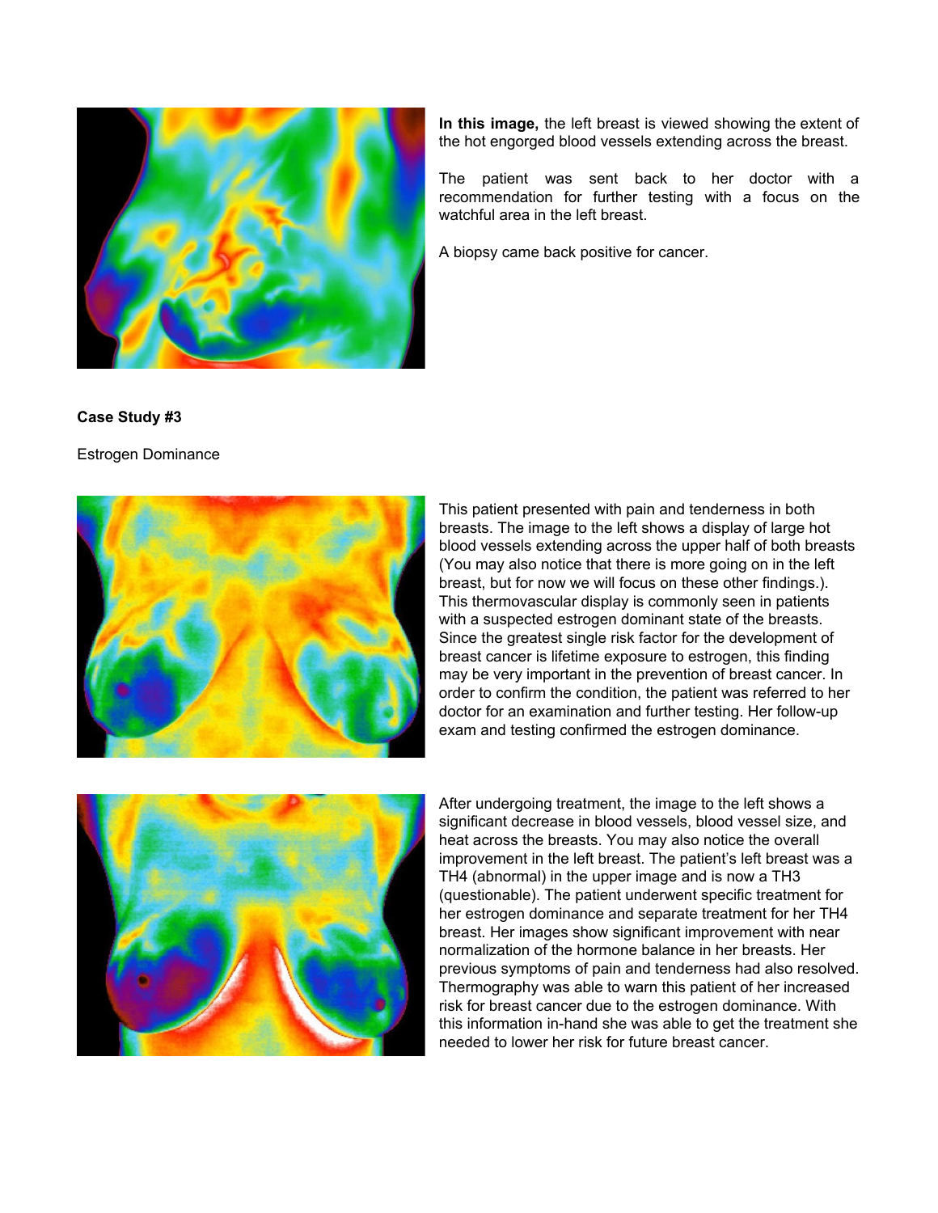**In this image,** the left breast is viewed showing the extent of the hot engorged blood vessels extending across the breast.

The patient was sent back to her doctor with a recommendation for further testing with a focus on the watchful area in the left breast.

A biopsy came back positive for cancer.

**Case Study #3**

Estrogen Dominance

This patient presented with pain and tenderness in both breasts. The image to the left shows a display of large hot blood vessels extending across the upper half of both breasts (You may also notice that there is more going on in the left breast, but for now we will focus on these other findings.). This thermovascular display is commonly seen in patients with a suspected estrogen dominant state of the breasts. Since the greatest single risk factor for the development of breast cancer is lifetime exposure to estrogen, this finding may be very important in the prevention of breast cancer. In order to confirm the condition, the patient was referred to her doctor for an examination and further testing. Her follow-up exam and testing confirmed the estrogen dominance.

After undergoing treatment, the image to the left shows a significant decrease in blood vessels, blood vessel size, and heat across the breasts. You may also notice the overall improvement in the left breast. The patient's left breast was a TH4 (abnormal) in the upper image and is now a TH3 (questionable). The patient underwent specific treatment for her estrogen dominance and separate treatment for her TH4 breast. Her images show significant improvement with near normalization of the hormone balance in her breasts. Her previous symptoms of pain and tenderness had also resolved. Thermography was able to warn this patient of her increased risk for breast cancer due to the estrogen dominance. With this information in-hand she was able to get the treatment she needed to lower her risk for future breast cancer.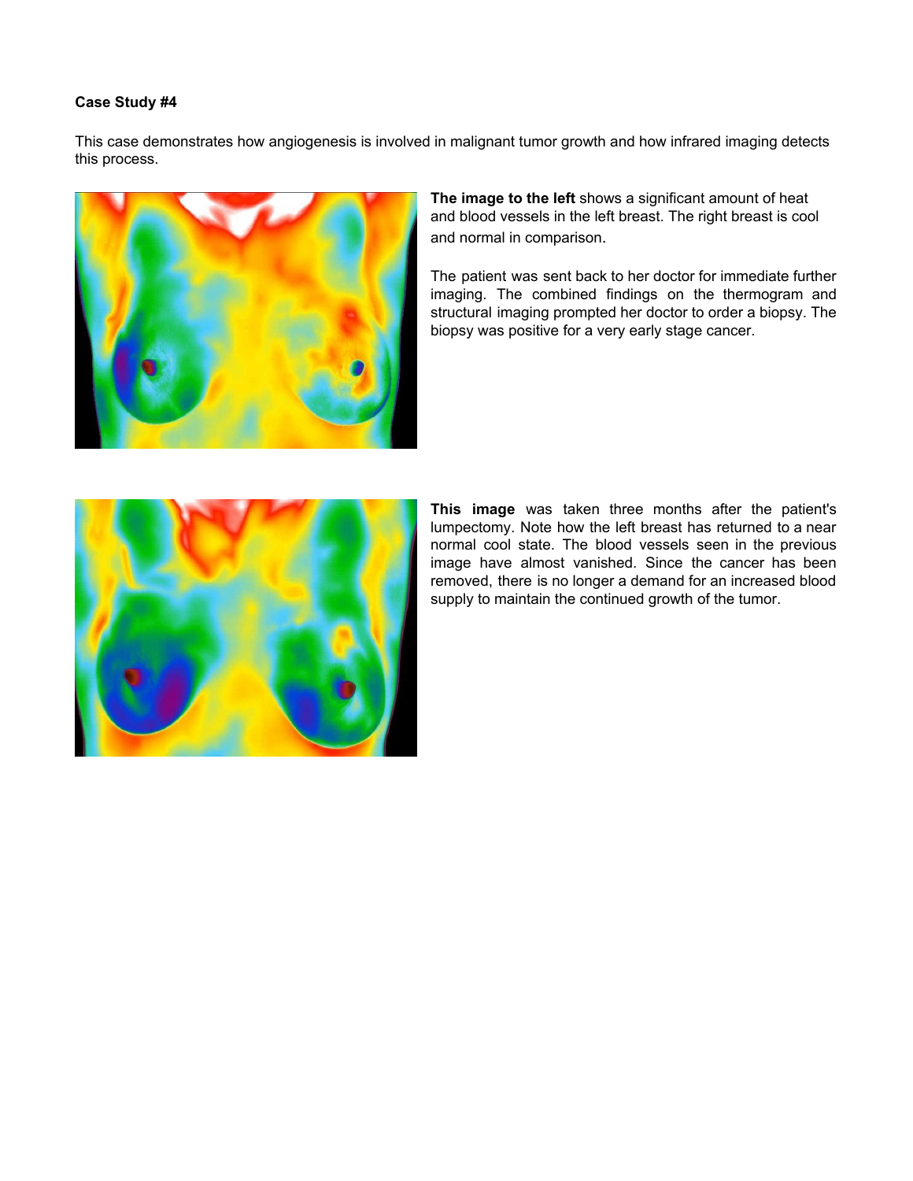**Case Study #4**

This case demonstrates how angiogenesis is involved in malignant tumor growth and how infrared imaging detects this process.

**The image to the left** shows a significant amount of heat and blood vessels in the left breast. The right breast is cool and normal in comparison.

The patient was sent back to her doctor for immediate further imaging. The combined findings on the thermogram and structural imaging prompted her doctor to order a biopsy. The biopsy was positive for a very early stage cancer.

**This image** was taken three months after the patient's lumpectomy. Note how the left breast has returned to a near normal cool state. The blood vessels seen in the previous image have almost vanished. Since the cancer has been removed, there is no longer a demand for an increased blood supply to maintain the continued growth of the tumor.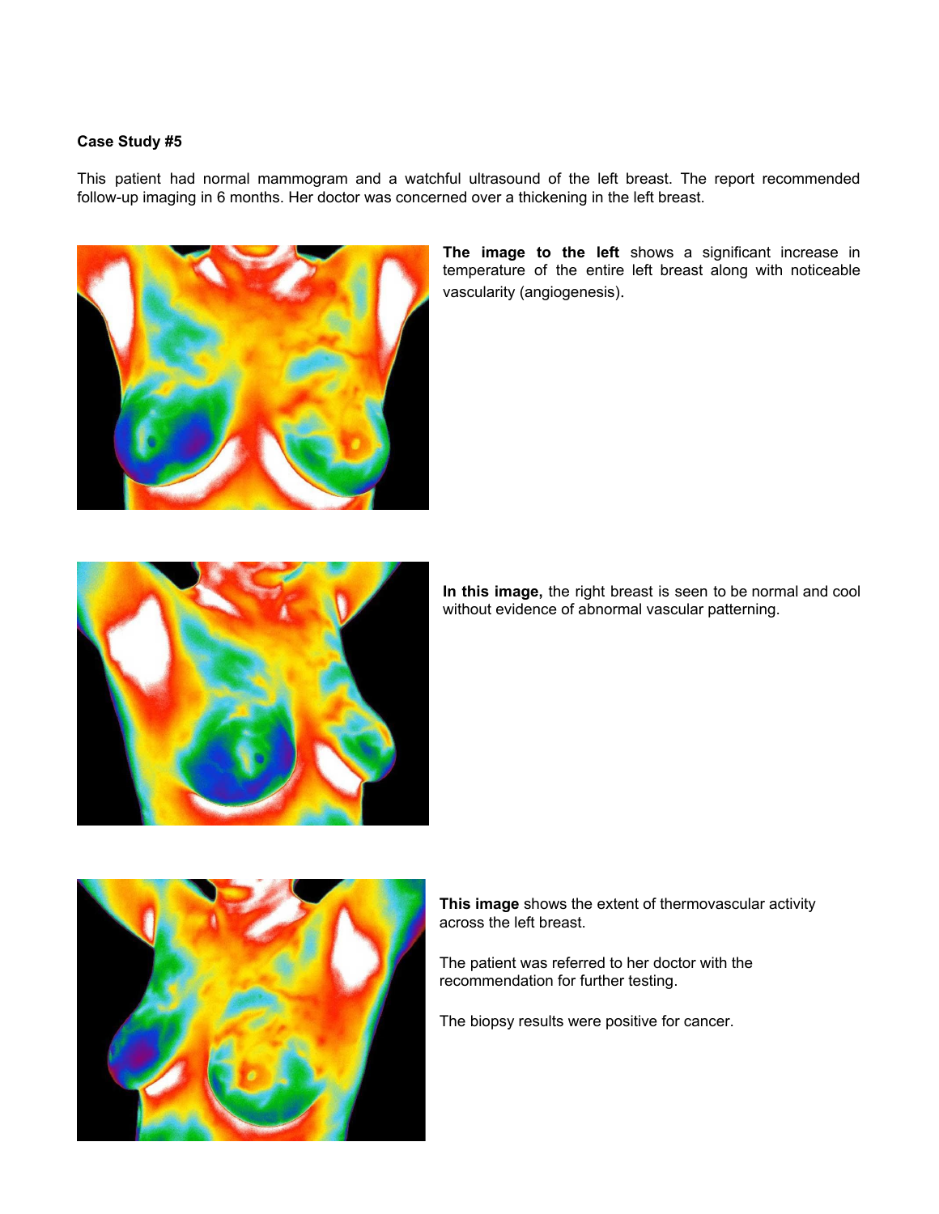**Case Study #5**

This patient had normal mammogram and a watchful ultrasound of the left breast. The report recommended follow-up imaging in 6 months. Her doctor was concerned over a thickening in the left breast.

**The image to the left** shows a significant increase in temperature of the entire left breast along with noticeable vascularity (angiogenesis).

**In this image,** the right breast is seen to be normal and cool without evidence of abnormal vascular patterning.

**This image** shows the extent of thermovascular activity across the left breast.

The patient was referred to her doctor with the recommendation for further testing.

The biopsy results were positive for cancer.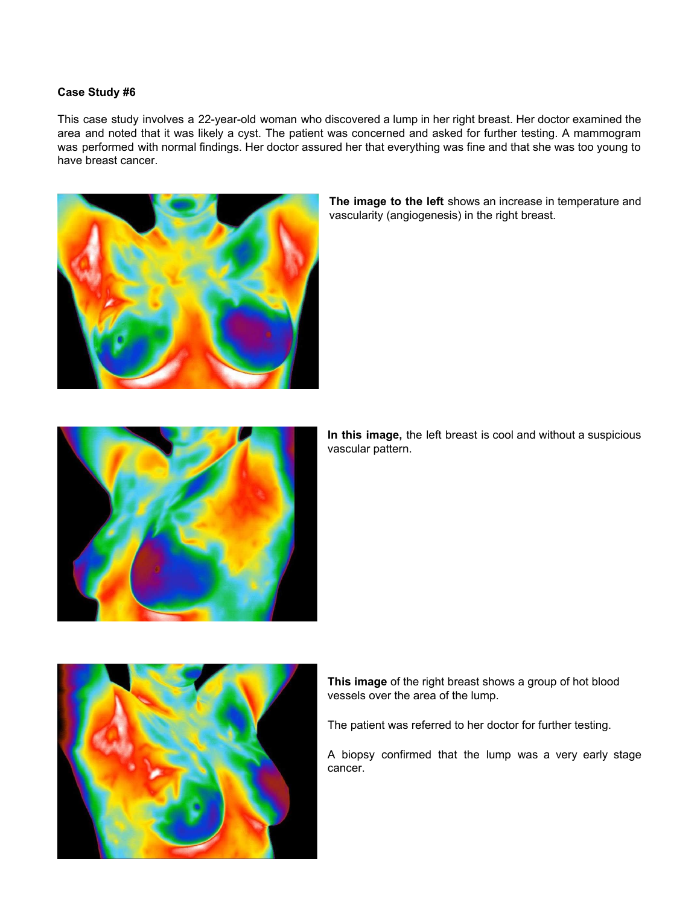**Case Study #6**

This case study involves a 22-year-old woman who discovered a lump in her right breast. Her doctor examined the area and noted that it was likely a cyst. The patient was concerned and asked for further testing. A mammogram was performed with normal findings. Her doctor assured her that everything was fine and that she was too young to have breast cancer.

**The image to the left** shows an increase in temperature and vascularity (angiogenesis) in the right breast.

**In this image,** the left breast is cool and without a suspicious vascular pattern.

**This image** of the right breast shows a group of hot blood vessels over the area of the lump.

The patient was referred to her doctor for further testing.

A biopsy confirmed that the lump was a very early stage cancer.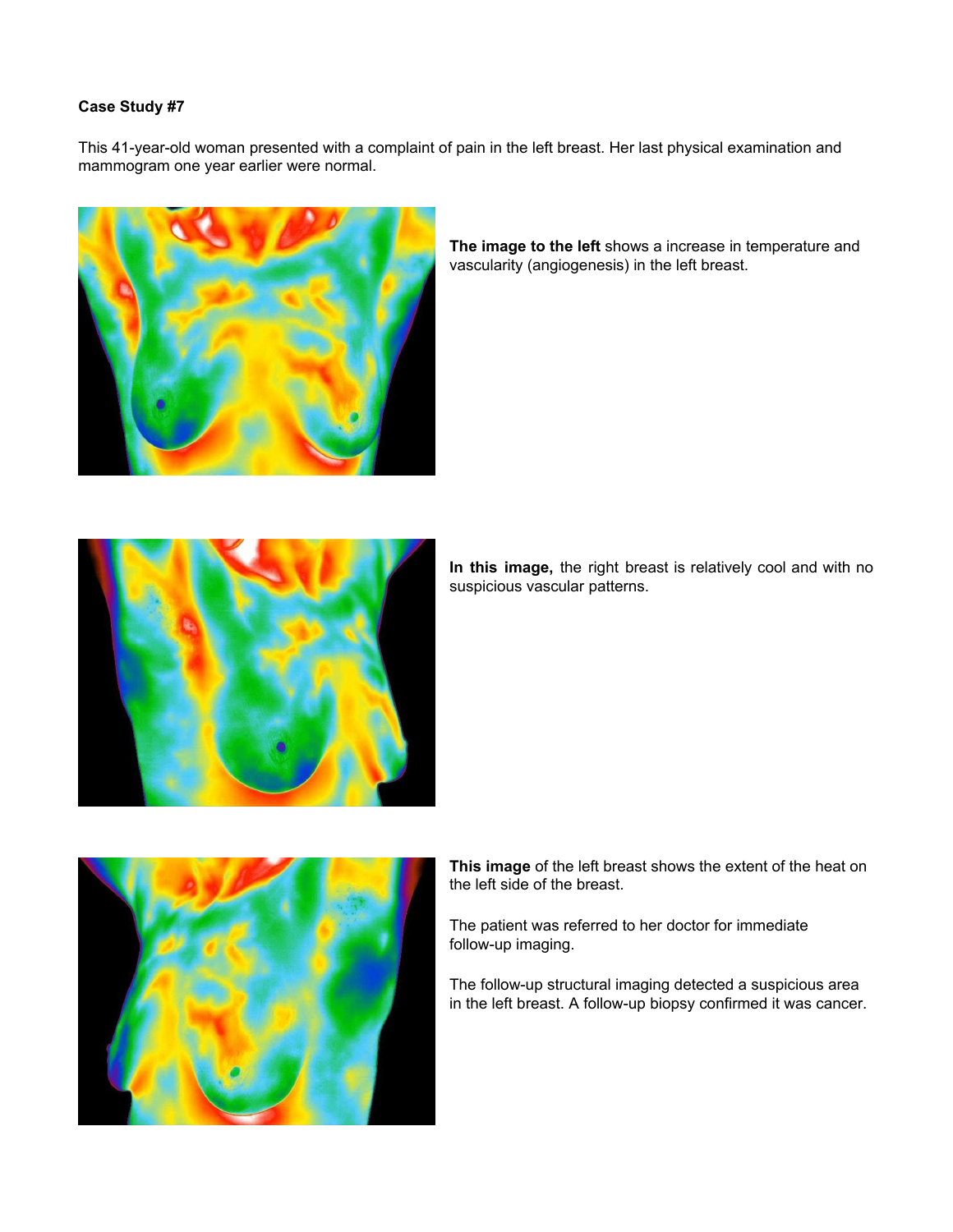**Case Study #7**

This 41-year-old woman presented with a complaint of pain in the left breast. Her last physical examination and mammogram one year earlier were normal.

**The image to the left** shows a increase in temperature and vascularity (angiogenesis) in the left breast.

**In this image,** the right breast is relatively cool and with no suspicious vascular patterns.

**This image** of the left breast shows the extent of the heat on the left side of the breast.

The patient was referred to her doctor for immediate follow-up imaging.

The follow-up structural imaging detected a suspicious area in the left breast. A follow-up biopsy confirmed it was cancer.